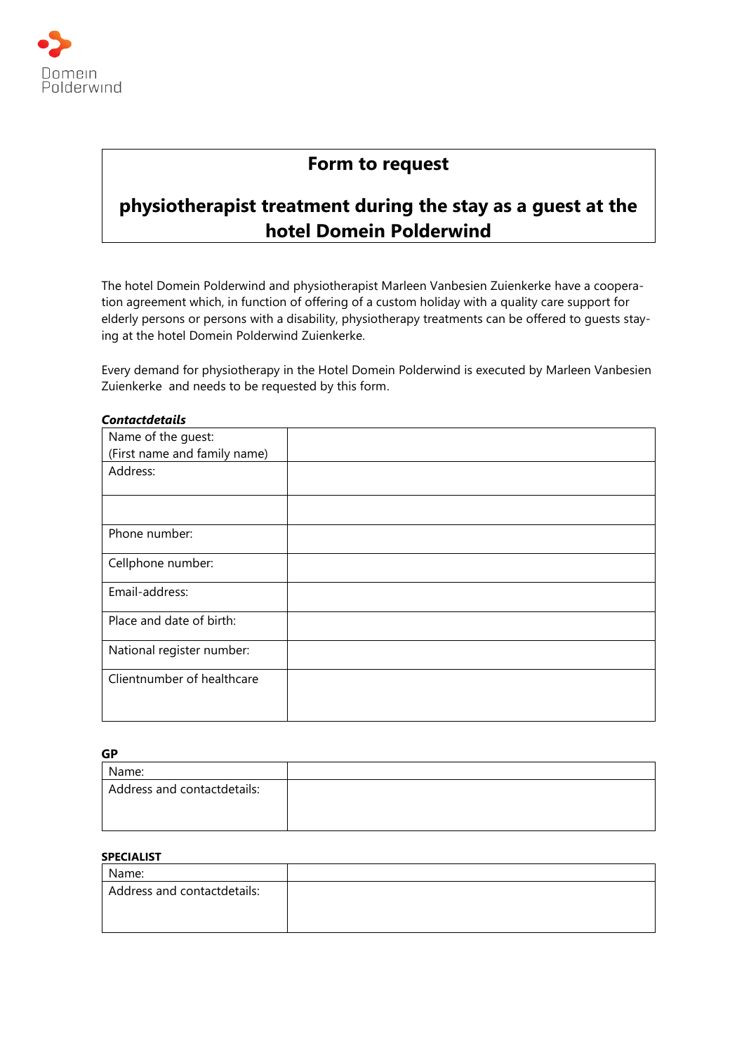Domein Polderwind

# Form to request

# physiotherapist treatment during the stay as a guest at the hotel Domein Polderwind

The hotel Domein Polderwind and physiotherapist Marleen Vanbesien Zuienkerke have a cooperation agreement which, in function of offering of a custom holiday with a quality care support for elderly persons or persons with a disability, physiotherapy treatments can be offered to guests staying at the hotel Domein Polderwind Zuienkerke.

Every demand for physiotherapy in the Hotel Domein Polderwind is executed by Marleen Vanbesien Zuienkerke and needs to be requested by this form.

***Contactdetails***

| Name of the guest: (First name and family name) | |
|---|---|
| Address: | |
| | |
| Phone number: | |
| Cellphone number: | |
| Email-address: | |
| Place and date of birth: | |
| National register number: | |
| Clientnumber of healthcare | |

**GP**

| Name: | |
|---|---|
| Address and contactdetails: | |

**SPECIALIST**

| Name: | |
|---|---|
| Address and contactdetails: | |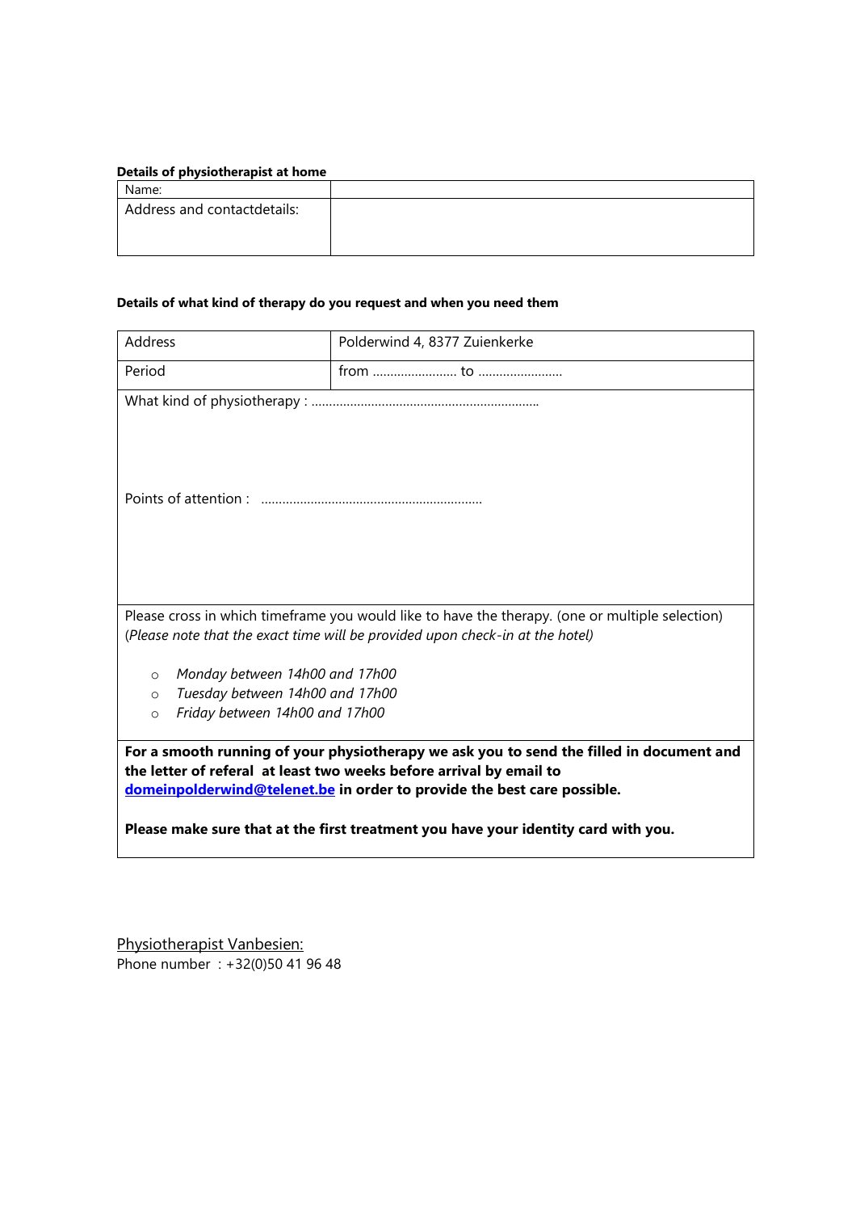**Details of physiotherapist at home**

| | |
|---|---|
| Name: | |
| Address and contactdetails: | |

**Details of what kind of therapy do you request and when you need them**

| | |
|---|---|
| Address | Polderwind 4, 8377 Zuienkerke |
| Period | from …………………… to …………………… |

What kind of physiotherapy : ………………………………………………………..

Points of attention : ………………………………………………………

Please cross in which timeframe you would like to have the therapy. (one or multiple selection)
*(Please note that the exact time will be provided upon check-in at the hotel)*

- *Monday between 14h00 and 17h00*
- *Tuesday between 14h00 and 17h00*
- *Friday between 14h00 and 17h00*

**For a smooth running of your physiotherapy we ask you to send the filled in document and the letter of referal at least two weeks before arrival by email to domeinpolderwind@telenet.be in order to provide the best care possible.**

**Please make sure that at the first treatment you have your identity card with you.**

Physiotherapist Vanbesien:
Phone number : +32(0)50 41 96 48